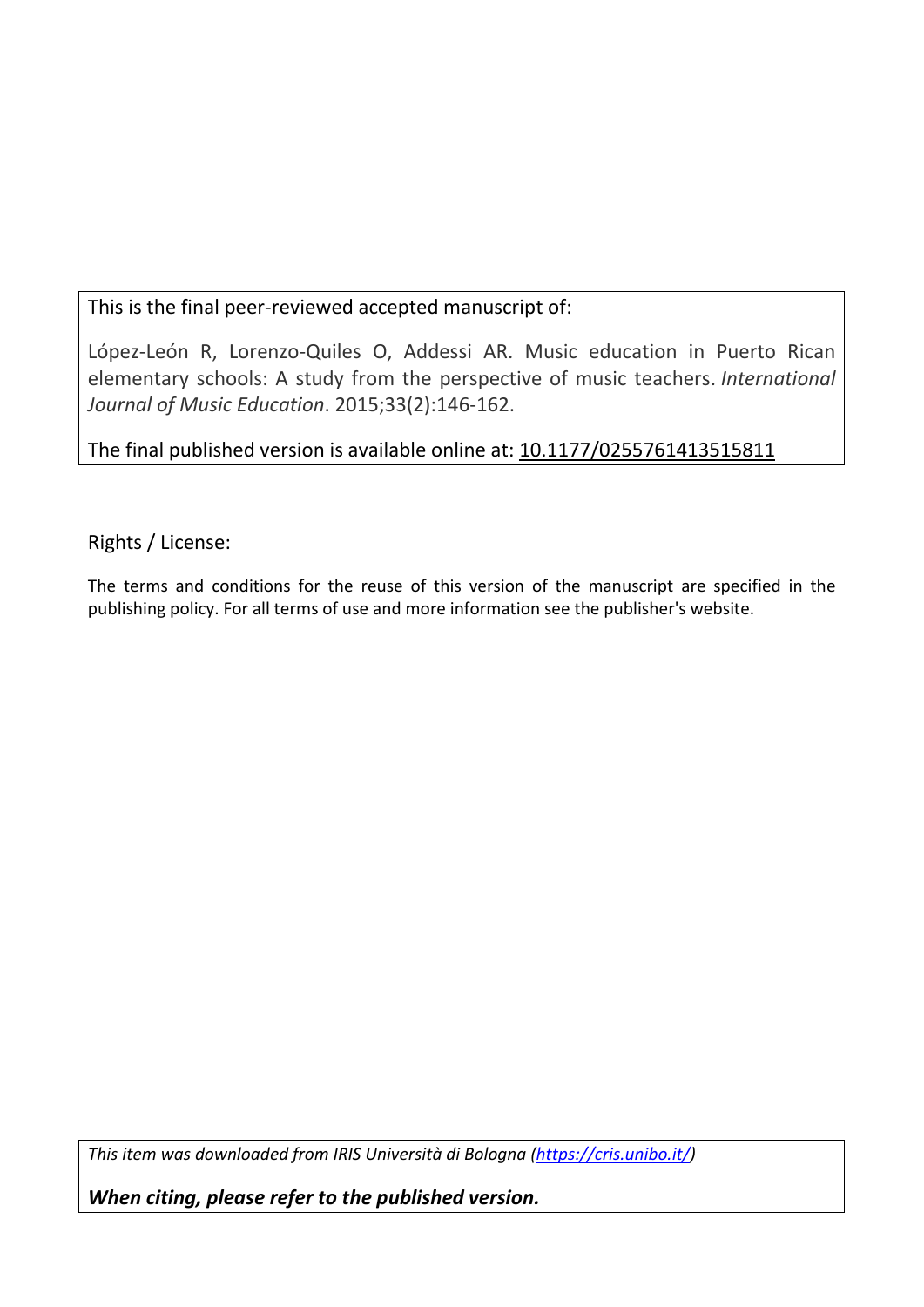This is the final peer-reviewed accepted manuscript of:

López-León R, Lorenzo-Quiles O, Addessi AR. Music education in Puerto Rican elementary schools: A study from the perspective of music teachers. *International Journal of Music Education*. 2015;33(2):146-162.

The final published version is available online at: 10.1177/0255761413515811

Rights / License:

The terms and conditions for the reuse of this version of the manuscript are specified in the publishing policy. For all terms of use and more information see the publisher's website.

*This item was downloaded from IRIS Università di Bologna (https://cris.unibo.it/)*

***When citing, please refer to the published version.***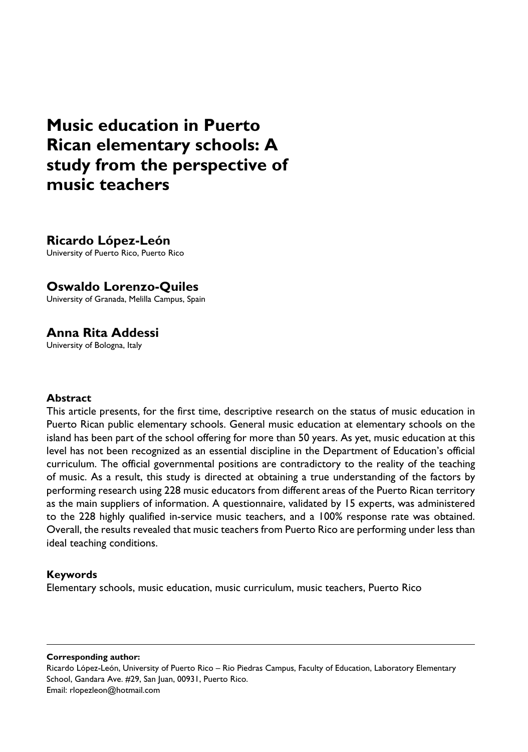# Music education in Puerto Rican elementary schools: A study from the perspective of music teachers

## Ricardo López-León

University of Puerto Rico, Puerto Rico

## Oswaldo Lorenzo-Quiles

University of Granada, Melilla Campus, Spain

## Anna Rita Addessi

University of Bologna, Italy

### Abstract

This article presents, for the first time, descriptive research on the status of music education in Puerto Rican public elementary schools. General music education at elementary schools on the island has been part of the school offering for more than 50 years. As yet, music education at this level has not been recognized as an essential discipline in the Department of Education's official curriculum. The official governmental positions are contradictory to the reality of the teaching of music. As a result, this study is directed at obtaining a true understanding of the factors by performing research using 228 music educators from different areas of the Puerto Rican territory as the main suppliers of information. A questionnaire, validated by 15 experts, was administered to the 228 highly qualified in-service music teachers, and a 100% response rate was obtained. Overall, the results revealed that music teachers from Puerto Rico are performing under less than ideal teaching conditions.

### Keywords

Elementary schools, music education, music curriculum, music teachers, Puerto Rico

---

**Corresponding author:**

Ricardo López-León, University of Puerto Rico – Rio Piedras Campus, Faculty of Education, Laboratory Elementary School, Gandara Ave. #29, San Juan, 00931, Puerto Rico.
Email: rlopezleon@hotmail.com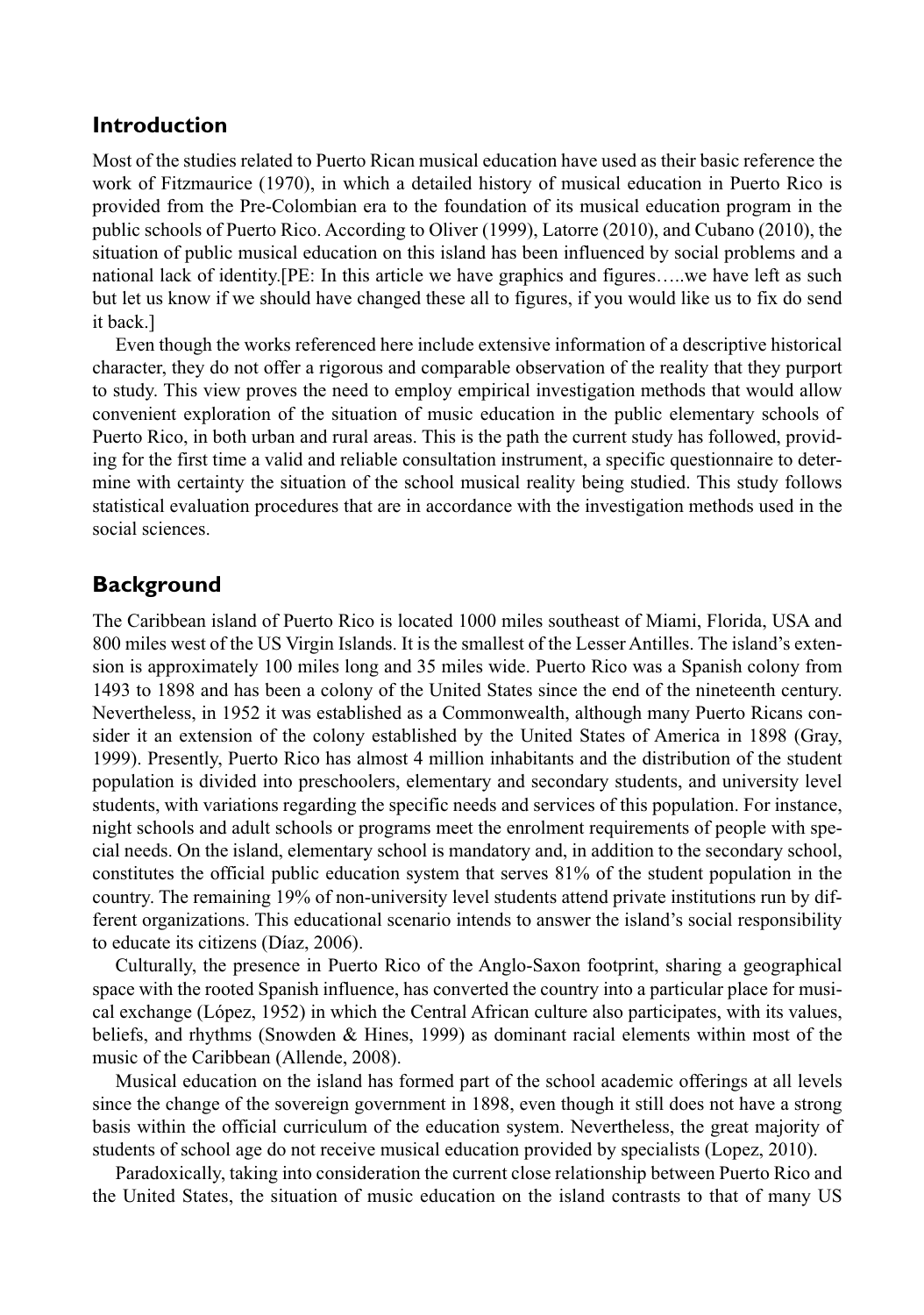## Introduction

Most of the studies related to Puerto Rican musical education have used as their basic reference the work of Fitzmaurice (1970), in which a detailed history of musical education in Puerto Rico is provided from the Pre-Colombian era to the foundation of its musical education program in the public schools of Puerto Rico. According to Oliver (1999), Latorre (2010), and Cubano (2010), the situation of public musical education on this island has been influenced by social problems and a national lack of identity.[PE: In this article we have graphics and figures…..we have left as such but let us know if we should have changed these all to figures, if you would like us to fix do send it back.]

Even though the works referenced here include extensive information of a descriptive historical character, they do not offer a rigorous and comparable observation of the reality that they purport to study. This view proves the need to employ empirical investigation methods that would allow convenient exploration of the situation of music education in the public elementary schools of Puerto Rico, in both urban and rural areas. This is the path the current study has followed, providing for the first time a valid and reliable consultation instrument, a specific questionnaire to determine with certainty the situation of the school musical reality being studied. This study follows statistical evaluation procedures that are in accordance with the investigation methods used in the social sciences.

## Background

The Caribbean island of Puerto Rico is located 1000 miles southeast of Miami, Florida, USA and 800 miles west of the US Virgin Islands. It is the smallest of the Lesser Antilles. The island's extension is approximately 100 miles long and 35 miles wide. Puerto Rico was a Spanish colony from 1493 to 1898 and has been a colony of the United States since the end of the nineteenth century. Nevertheless, in 1952 it was established as a Commonwealth, although many Puerto Ricans consider it an extension of the colony established by the United States of America in 1898 (Gray, 1999). Presently, Puerto Rico has almost 4 million inhabitants and the distribution of the student population is divided into preschoolers, elementary and secondary students, and university level students, with variations regarding the specific needs and services of this population. For instance, night schools and adult schools or programs meet the enrolment requirements of people with special needs. On the island, elementary school is mandatory and, in addition to the secondary school, constitutes the official public education system that serves 81% of the student population in the country. The remaining 19% of non-university level students attend private institutions run by different organizations. This educational scenario intends to answer the island's social responsibility to educate its citizens (Díaz, 2006).

Culturally, the presence in Puerto Rico of the Anglo-Saxon footprint, sharing a geographical space with the rooted Spanish influence, has converted the country into a particular place for musical exchange (López, 1952) in which the Central African culture also participates, with its values, beliefs, and rhythms (Snowden & Hines, 1999) as dominant racial elements within most of the music of the Caribbean (Allende, 2008).

Musical education on the island has formed part of the school academic offerings at all levels since the change of the sovereign government in 1898, even though it still does not have a strong basis within the official curriculum of the education system. Nevertheless, the great majority of students of school age do not receive musical education provided by specialists (Lopez, 2010).

Paradoxically, taking into consideration the current close relationship between Puerto Rico and the United States, the situation of music education on the island contrasts to that of many US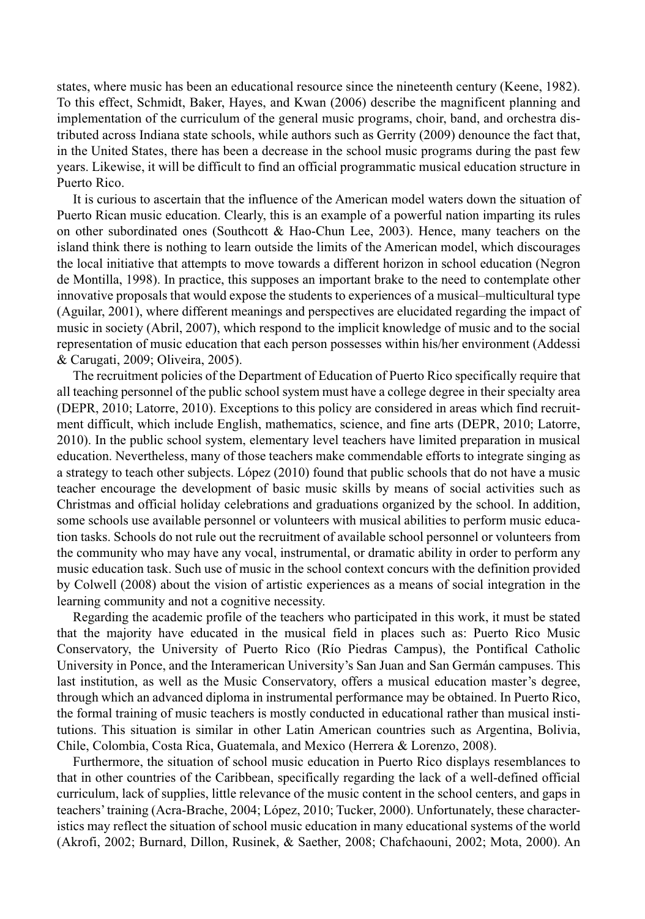states, where music has been an educational resource since the nineteenth century (Keene, 1982). To this effect, Schmidt, Baker, Hayes, and Kwan (2006) describe the magnificent planning and implementation of the curriculum of the general music programs, choir, band, and orchestra distributed across Indiana state schools, while authors such as Gerrity (2009) denounce the fact that, in the United States, there has been a decrease in the school music programs during the past few years. Likewise, it will be difficult to find an official programmatic musical education structure in Puerto Rico.

It is curious to ascertain that the influence of the American model waters down the situation of Puerto Rican music education. Clearly, this is an example of a powerful nation imparting its rules on other subordinated ones (Southcott & Hao-Chun Lee, 2003). Hence, many teachers on the island think there is nothing to learn outside the limits of the American model, which discourages the local initiative that attempts to move towards a different horizon in school education (Negron de Montilla, 1998). In practice, this supposes an important brake to the need to contemplate other innovative proposals that would expose the students to experiences of a musical–multicultural type (Aguilar, 2001), where different meanings and perspectives are elucidated regarding the impact of music in society (Abril, 2007), which respond to the implicit knowledge of music and to the social representation of music education that each person possesses within his/her environment (Addessi & Carugati, 2009; Oliveira, 2005).

The recruitment policies of the Department of Education of Puerto Rico specifically require that all teaching personnel of the public school system must have a college degree in their specialty area (DEPR, 2010; Latorre, 2010). Exceptions to this policy are considered in areas which find recruitment difficult, which include English, mathematics, science, and fine arts (DEPR, 2010; Latorre, 2010). In the public school system, elementary level teachers have limited preparation in musical education. Nevertheless, many of those teachers make commendable efforts to integrate singing as a strategy to teach other subjects. López (2010) found that public schools that do not have a music teacher encourage the development of basic music skills by means of social activities such as Christmas and official holiday celebrations and graduations organized by the school. In addition, some schools use available personnel or volunteers with musical abilities to perform music education tasks. Schools do not rule out the recruitment of available school personnel or volunteers from the community who may have any vocal, instrumental, or dramatic ability in order to perform any music education task. Such use of music in the school context concurs with the definition provided by Colwell (2008) about the vision of artistic experiences as a means of social integration in the learning community and not a cognitive necessity.

Regarding the academic profile of the teachers who participated in this work, it must be stated that the majority have educated in the musical field in places such as: Puerto Rico Music Conservatory, the University of Puerto Rico (Río Piedras Campus), the Pontifical Catholic University in Ponce, and the Interamerican University's San Juan and San Germán campuses. This last institution, as well as the Music Conservatory, offers a musical education master's degree, through which an advanced diploma in instrumental performance may be obtained. In Puerto Rico, the formal training of music teachers is mostly conducted in educational rather than musical institutions. This situation is similar in other Latin American countries such as Argentina, Bolivia, Chile, Colombia, Costa Rica, Guatemala, and Mexico (Herrera & Lorenzo, 2008).

Furthermore, the situation of school music education in Puerto Rico displays resemblances to that in other countries of the Caribbean, specifically regarding the lack of a well-defined official curriculum, lack of supplies, little relevance of the music content in the school centers, and gaps in teachers' training (Acra-Brache, 2004; López, 2010; Tucker, 2000). Unfortunately, these characteristics may reflect the situation of school music education in many educational systems of the world (Akrofi, 2002; Burnard, Dillon, Rusinek, & Saether, 2008; Chafchaouni, 2002; Mota, 2000). An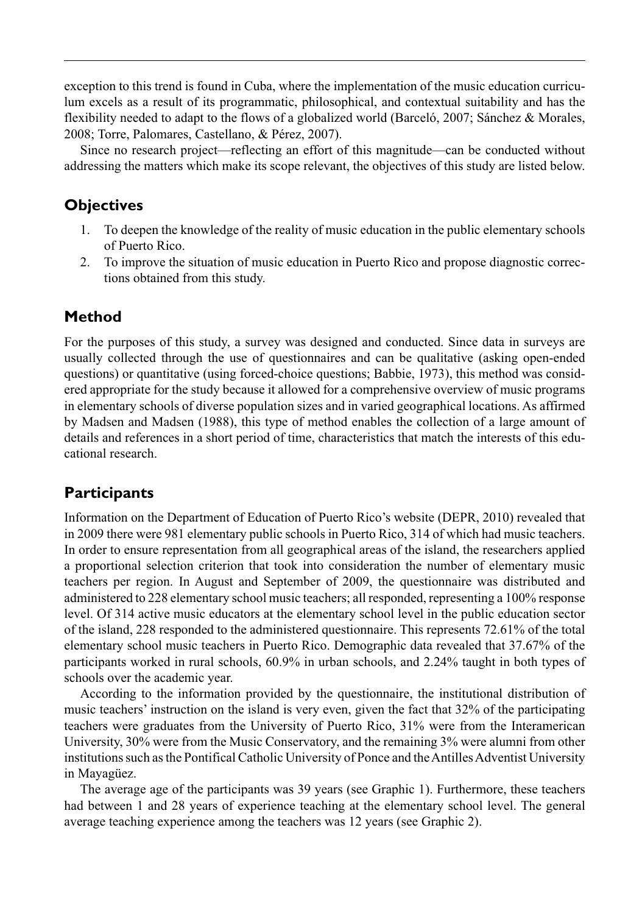exception to this trend is found in Cuba, where the implementation of the music education curriculum excels as a result of its programmatic, philosophical, and contextual suitability and has the flexibility needed to adapt to the flows of a globalized world (Barceló, 2007; Sánchez & Morales, 2008; Torre, Palomares, Castellano, & Pérez, 2007).

Since no research project—reflecting an effort of this magnitude—can be conducted without addressing the matters which make its scope relevant, the objectives of this study are listed below.

## Objectives

1. To deepen the knowledge of the reality of music education in the public elementary schools of Puerto Rico.
2. To improve the situation of music education in Puerto Rico and propose diagnostic corrections obtained from this study.

## Method

For the purposes of this study, a survey was designed and conducted. Since data in surveys are usually collected through the use of questionnaires and can be qualitative (asking open-ended questions) or quantitative (using forced-choice questions; Babbie, 1973), this method was considered appropriate for the study because it allowed for a comprehensive overview of music programs in elementary schools of diverse population sizes and in varied geographical locations. As affirmed by Madsen and Madsen (1988), this type of method enables the collection of a large amount of details and references in a short period of time, characteristics that match the interests of this educational research.

## Participants

Information on the Department of Education of Puerto Rico's website (DEPR, 2010) revealed that in 2009 there were 981 elementary public schools in Puerto Rico, 314 of which had music teachers. In order to ensure representation from all geographical areas of the island, the researchers applied a proportional selection criterion that took into consideration the number of elementary music teachers per region. In August and September of 2009, the questionnaire was distributed and administered to 228 elementary school music teachers; all responded, representing a 100% response level. Of 314 active music educators at the elementary school level in the public education sector of the island, 228 responded to the administered questionnaire. This represents 72.61% of the total elementary school music teachers in Puerto Rico. Demographic data revealed that 37.67% of the participants worked in rural schools, 60.9% in urban schools, and 2.24% taught in both types of schools over the academic year.

According to the information provided by the questionnaire, the institutional distribution of music teachers' instruction on the island is very even, given the fact that 32% of the participating teachers were graduates from the University of Puerto Rico, 31% were from the Interamerican University, 30% were from the Music Conservatory, and the remaining 3% were alumni from other institutions such as the Pontifical Catholic University of Ponce and the Antilles Adventist University in Mayagüez.

The average age of the participants was 39 years (see Graphic 1). Furthermore, these teachers had between 1 and 28 years of experience teaching at the elementary school level. The general average teaching experience among the teachers was 12 years (see Graphic 2).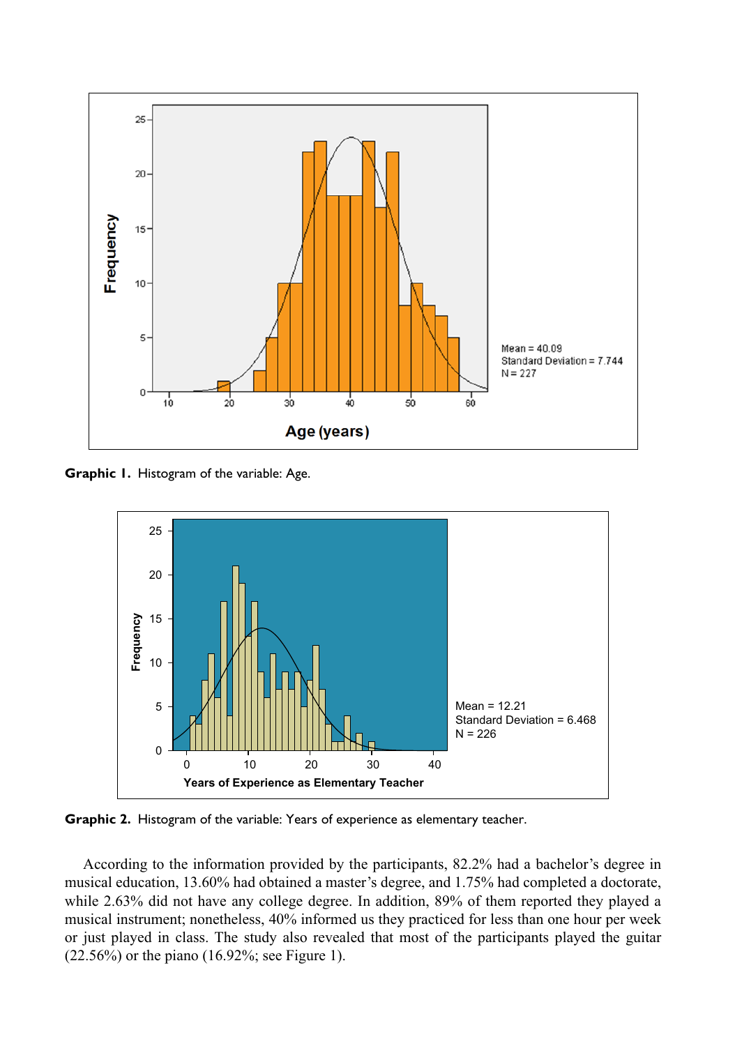**Graphic 1.** Histogram of the variable: Age.

**Graphic 2.** Histogram of the variable: Years of experience as elementary teacher.

According to the information provided by the participants, 82.2% had a bachelor's degree in musical education, 13.60% had obtained a master's degree, and 1.75% had completed a doctorate, while 2.63% did not have any college degree. In addition, 89% of them reported they played a musical instrument; nonetheless, 40% informed us they practiced for less than one hour per week or just played in class. The study also revealed that most of the participants played the guitar (22.56%) or the piano (16.92%; see Figure 1).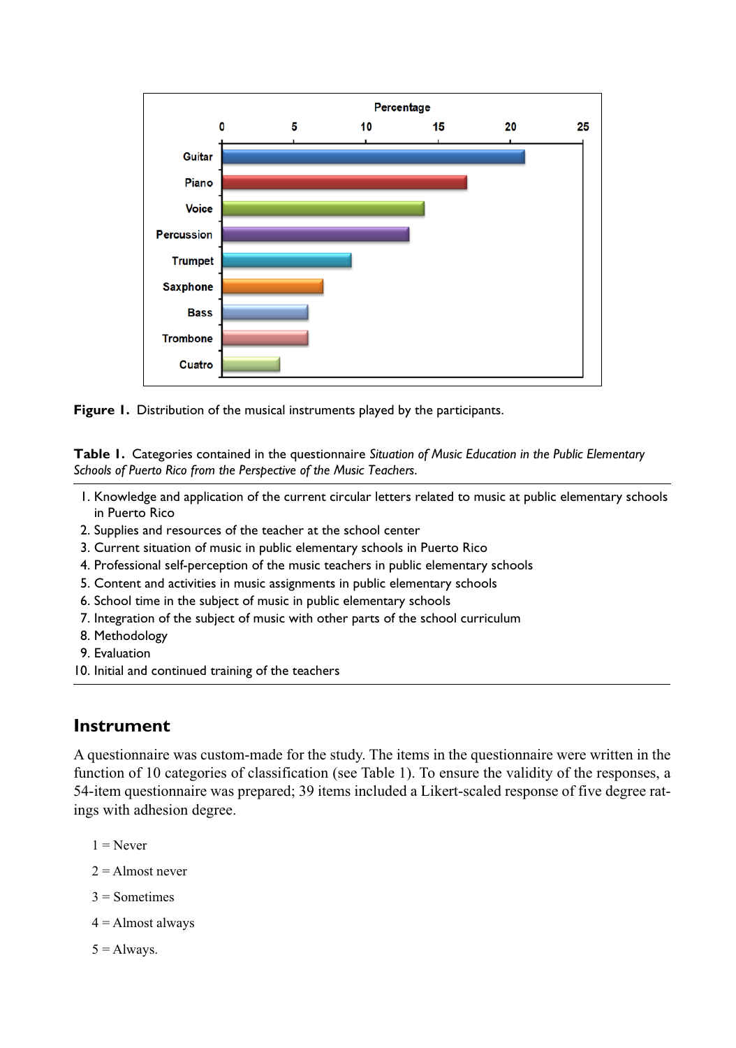Figure 1. Distribution of the musical instruments played by the participants.

Table 1. Categories contained in the questionnaire *Situation of Music Education in the Public Elementary Schools of Puerto Rico from the Perspective of the Music Teachers*.

1. Knowledge and application of the current circular letters related to music at public elementary schools in Puerto Rico
2. Supplies and resources of the teacher at the school center
3. Current situation of music in public elementary schools in Puerto Rico
4. Professional self-perception of the music teachers in public elementary schools
5. Content and activities in music assignments in public elementary schools
6. School time in the subject of music in public elementary schools
7. Integration of the subject of music with other parts of the school curriculum
8. Methodology
9. Evaluation
10. Initial and continued training of the teachers

## Instrument

A questionnaire was custom-made for the study. The items in the questionnaire were written in the function of 10 categories of classification (see Table 1). To ensure the validity of the responses, a 54-item questionnaire was prepared; 39 items included a Likert-scaled response of five degree ratings with adhesion degree.

1 = Never

2 = Almost never

3 = Sometimes

4 = Almost always

5 = Always.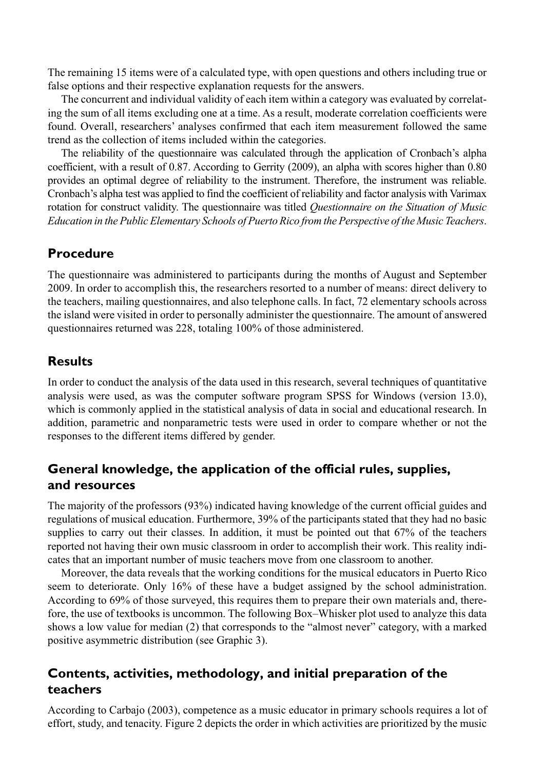The remaining 15 items were of a calculated type, with open questions and others including true or false options and their respective explanation requests for the answers.

The concurrent and individual validity of each item within a category was evaluated by correlating the sum of all items excluding one at a time. As a result, moderate correlation coefficients were found. Overall, researchers' analyses confirmed that each item measurement followed the same trend as the collection of items included within the categories.

The reliability of the questionnaire was calculated through the application of Cronbach's alpha coefficient, with a result of 0.87. According to Gerrity (2009), an alpha with scores higher than 0.80 provides an optimal degree of reliability to the instrument. Therefore, the instrument was reliable. Cronbach's alpha test was applied to find the coefficient of reliability and factor analysis with Varimax rotation for construct validity. The questionnaire was titled *Questionnaire on the Situation of Music Education in the Public Elementary Schools of Puerto Rico from the Perspective of the Music Teachers*.

## Procedure

The questionnaire was administered to participants during the months of August and September 2009. In order to accomplish this, the researchers resorted to a number of means: direct delivery to the teachers, mailing questionnaires, and also telephone calls. In fact, 72 elementary schools across the island were visited in order to personally administer the questionnaire. The amount of answered questionnaires returned was 228, totaling 100% of those administered.

## Results

In order to conduct the analysis of the data used in this research, several techniques of quantitative analysis were used, as was the computer software program SPSS for Windows (version 13.0), which is commonly applied in the statistical analysis of data in social and educational research. In addition, parametric and nonparametric tests were used in order to compare whether or not the responses to the different items differed by gender.

## General knowledge, the application of the official rules, supplies, and resources

The majority of the professors (93%) indicated having knowledge of the current official guides and regulations of musical education. Furthermore, 39% of the participants stated that they had no basic supplies to carry out their classes. In addition, it must be pointed out that 67% of the teachers reported not having their own music classroom in order to accomplish their work. This reality indicates that an important number of music teachers move from one classroom to another.

Moreover, the data reveals that the working conditions for the musical educators in Puerto Rico seem to deteriorate. Only 16% of these have a budget assigned by the school administration. According to 69% of those surveyed, this requires them to prepare their own materials and, therefore, the use of textbooks is uncommon. The following Box–Whisker plot used to analyze this data shows a low value for median (2) that corresponds to the "almost never" category, with a marked positive asymmetric distribution (see Graphic 3).

## Contents, activities, methodology, and initial preparation of the teachers

According to Carbajo (2003), competence as a music educator in primary schools requires a lot of effort, study, and tenacity. Figure 2 depicts the order in which activities are prioritized by the music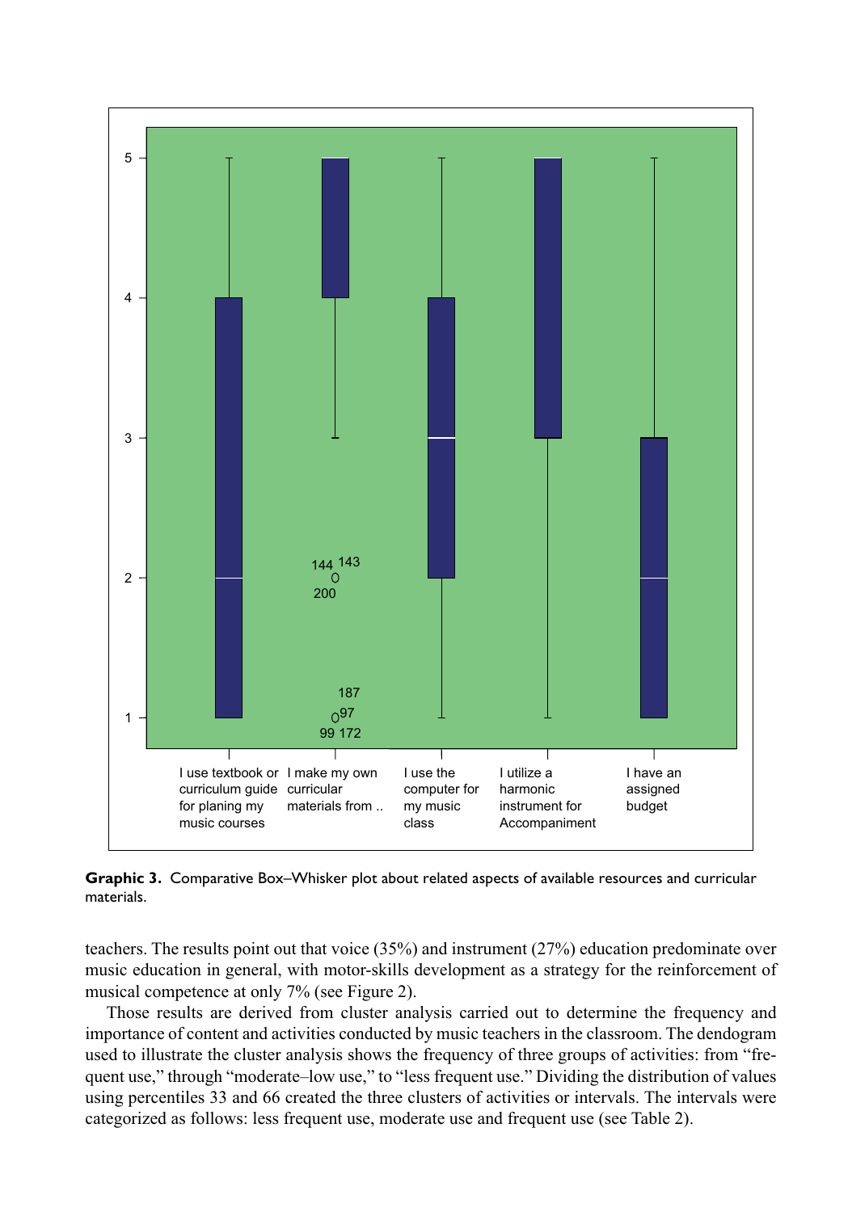**Graphic 3.** Comparative Box–Whisker plot about related aspects of available resources and curricular materials.

teachers. The results point out that voice (35%) and instrument (27%) education predominate over music education in general, with motor-skills development as a strategy for the reinforcement of musical competence at only 7% (see Figure 2).

Those results are derived from cluster analysis carried out to determine the frequency and importance of content and activities conducted by music teachers in the classroom. The dendogram used to illustrate the cluster analysis shows the frequency of three groups of activities: from "frequent use," through "moderate–low use," to "less frequent use." Dividing the distribution of values using percentiles 33 and 66 created the three clusters of activities or intervals. The intervals were categorized as follows: less frequent use, moderate use and frequent use (see Table 2).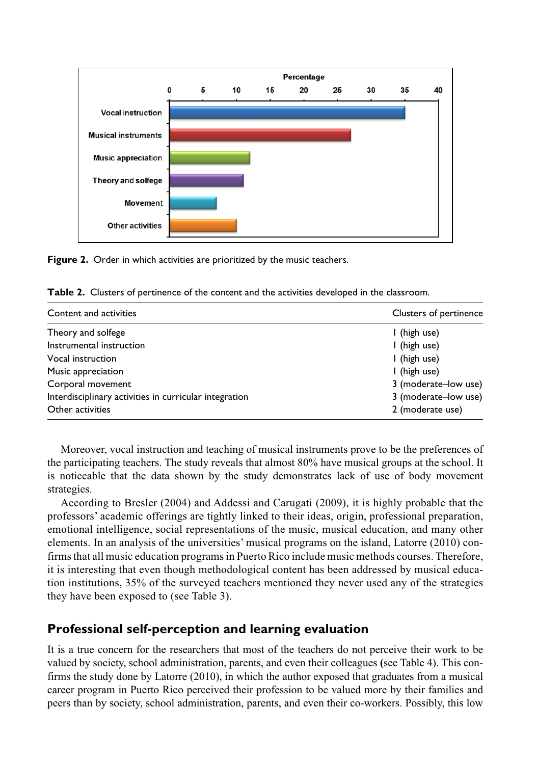**Figure 2.** Order in which activities are prioritized by the music teachers.

**Table 2.** Clusters of pertinence of the content and the activities developed in the classroom.

| Content and activities | Clusters of pertinence |
|---|---|
| Theory and solfege | 1 (high use) |
| Instrumental instruction | 1 (high use) |
| Vocal instruction | 1 (high use) |
| Music appreciation | 1 (high use) |
| Corporal movement | 3 (moderate–low use) |
| Interdisciplinary activities in curricular integration | 3 (moderate–low use) |
| Other activities | 2 (moderate use) |

Moreover, vocal instruction and teaching of musical instruments prove to be the preferences of the participating teachers. The study reveals that almost 80% have musical groups at the school. It is noticeable that the data shown by the study demonstrates lack of use of body movement strategies.

According to Bresler (2004) and Addessi and Carugati (2009), it is highly probable that the professors' academic offerings are tightly linked to their ideas, origin, professional preparation, emotional intelligence, social representations of the music, musical education, and many other elements. In an analysis of the universities' musical programs on the island, Latorre (2010) confirms that all music education programs in Puerto Rico include music methods courses. Therefore, it is interesting that even though methodological content has been addressed by musical education institutions, 35% of the surveyed teachers mentioned they never used any of the strategies they have been exposed to (see Table 3).

## Professional self-perception and learning evaluation

It is a true concern for the researchers that most of the teachers do not perceive their work to be valued by society, school administration, parents, and even their colleagues (see Table 4). This confirms the study done by Latorre (2010), in which the author exposed that graduates from a musical career program in Puerto Rico perceived their profession to be valued more by their families and peers than by society, school administration, parents, and even their co-workers. Possibly, this low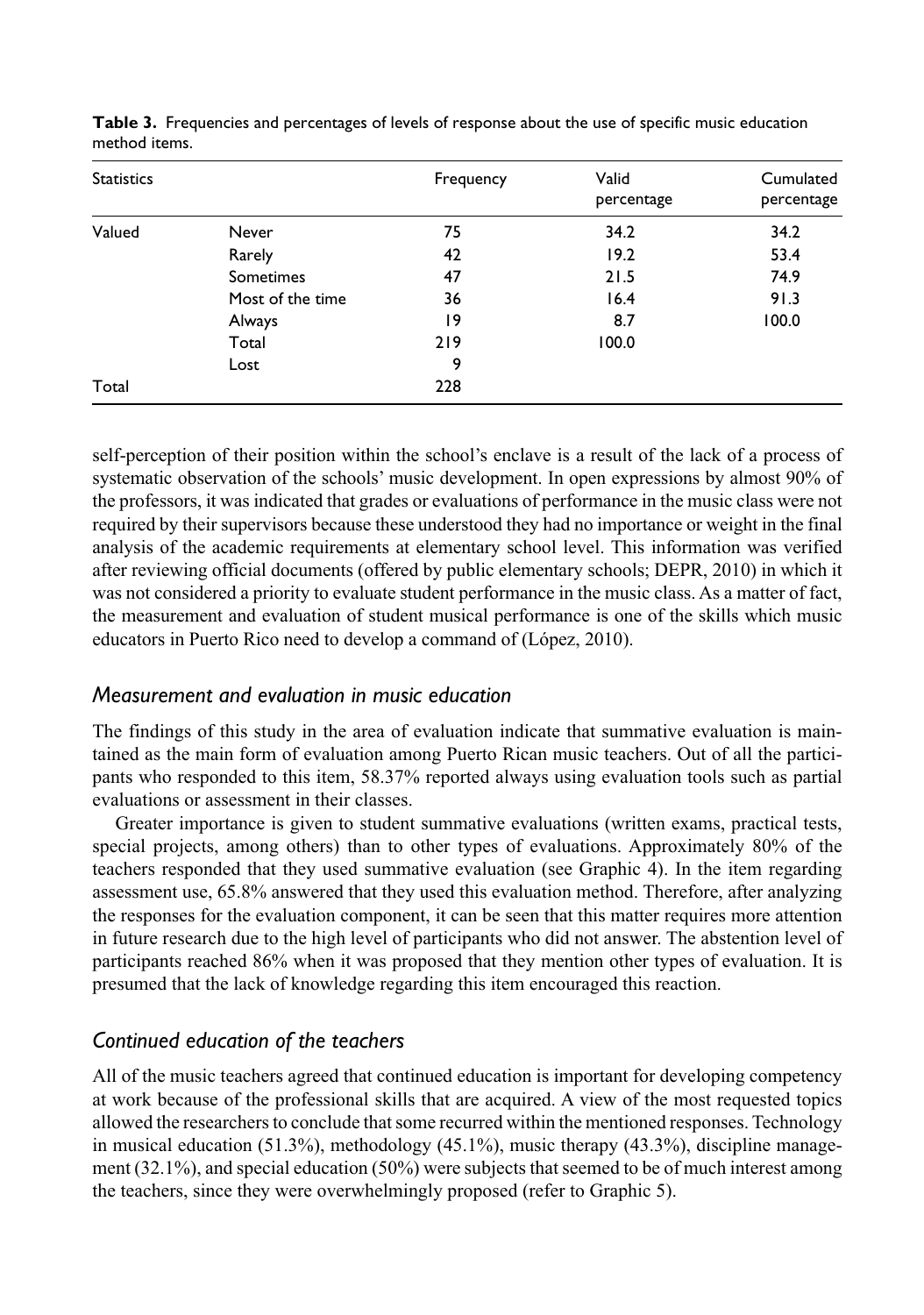**Table 3.** Frequencies and percentages of levels of response about the use of specific music education method items.

| Statistics | | Frequency | Valid percentage | Cumulated percentage |
|---|---|---|---|---|
| Valued | Never | 75 | 34.2 | 34.2 |
| | Rarely | 42 | 19.2 | 53.4 |
| | Sometimes | 47 | 21.5 | 74.9 |
| | Most of the time | 36 | 16.4 | 91.3 |
| | Always | 19 | 8.7 | 100.0 |
| | Total | 219 | 100.0 | |
| | Lost | 9 | | |
| Total | | 228 | | |

self-perception of their position within the school's enclave is a result of the lack of a process of systematic observation of the schools' music development. In open expressions by almost 90% of the professors, it was indicated that grades or evaluations of performance in the music class were not required by their supervisors because these understood they had no importance or weight in the final analysis of the academic requirements at elementary school level. This information was verified after reviewing official documents (offered by public elementary schools; DEPR, 2010) in which it was not considered a priority to evaluate student performance in the music class. As a matter of fact, the measurement and evaluation of student musical performance is one of the skills which music educators in Puerto Rico need to develop a command of (López, 2010).

## *Measurement and evaluation in music education*

The findings of this study in the area of evaluation indicate that summative evaluation is maintained as the main form of evaluation among Puerto Rican music teachers. Out of all the participants who responded to this item, 58.37% reported always using evaluation tools such as partial evaluations or assessment in their classes.

Greater importance is given to student summative evaluations (written exams, practical tests, special projects, among others) than to other types of evaluations. Approximately 80% of the teachers responded that they used summative evaluation (see Graphic 4). In the item regarding assessment use, 65.8% answered that they used this evaluation method. Therefore, after analyzing the responses for the evaluation component, it can be seen that this matter requires more attention in future research due to the high level of participants who did not answer. The abstention level of participants reached 86% when it was proposed that they mention other types of evaluation. It is presumed that the lack of knowledge regarding this item encouraged this reaction.

## *Continued education of the teachers*

All of the music teachers agreed that continued education is important for developing competency at work because of the professional skills that are acquired. A view of the most requested topics allowed the researchers to conclude that some recurred within the mentioned responses. Technology in musical education (51.3%), methodology (45.1%), music therapy (43.3%), discipline management (32.1%), and special education (50%) were subjects that seemed to be of much interest among the teachers, since they were overwhelmingly proposed (refer to Graphic 5).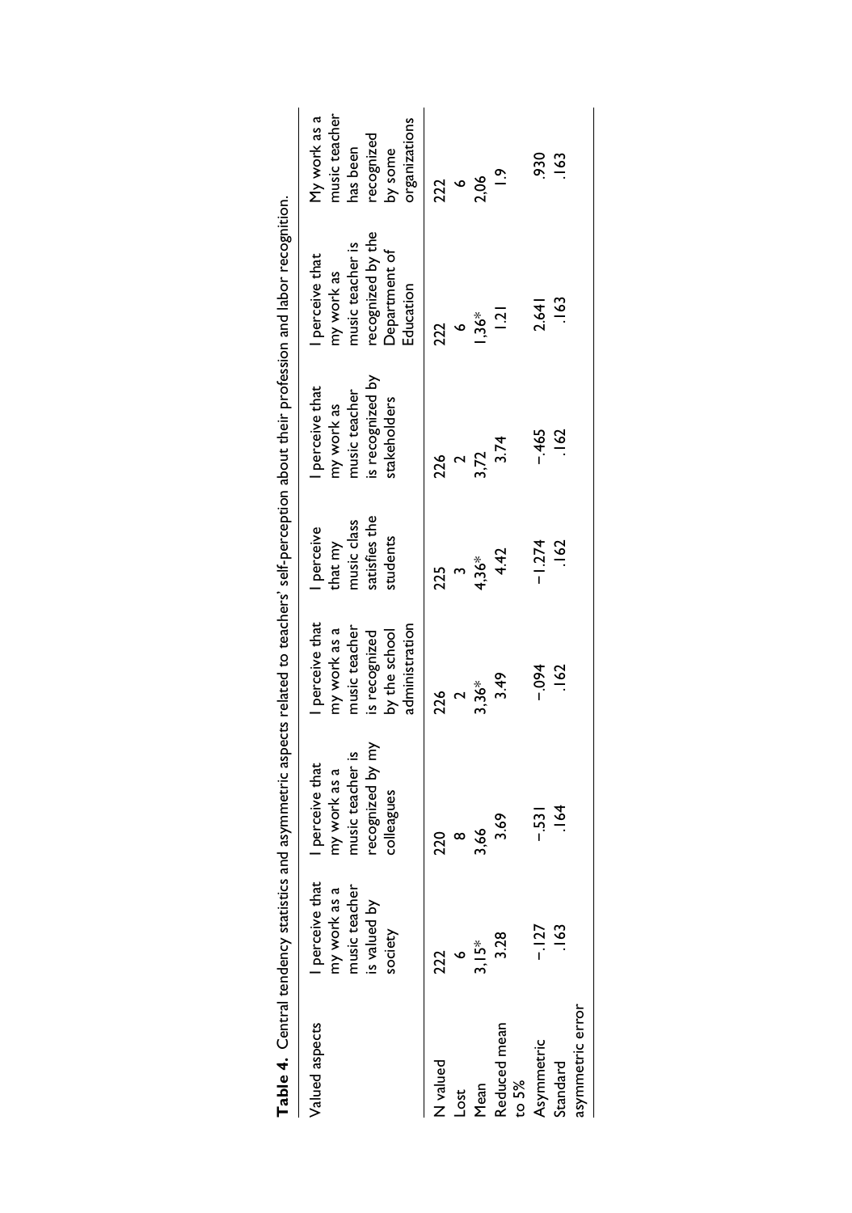**Table 4.** Central tendency statistics and asymmetric aspects related to teachers' self-perception about their profession and labor recognition.

| Valued aspects | I perceive that my work as a music teacher is valued by society | I perceive that my work as a music teacher is recognized by my colleagues | I perceive that my work as a music teacher is recognized by the school administration | I perceive that my music class satisfies the students | I perceive that my work as music teacher is recognized by stakeholders | I perceive that my work as music teacher is recognized by the Department of Education | My work as a music teacher has been recognized by some organizations |
|---|---|---|---|---|---|---|---|
| N valued | 222 | 220 | 226 | 225 | 226 | 222 | 222 |
| Lost | 6 | 8 | 2 | 3 | 2 | 6 | 6 |
| Mean | 3,15* | 3,66 | 3,36* | 4,36* | 3,72 | 1,36* | 2,06 |
| Reduced mean to 5% | 3.28 | 3.69 | 3.49 | 4.42 | 3.74 | 1.21 | 1.9 |
| Asymmetric | −.127 | −.531 | −.094 | −1.274 | −.465 | 2.641 | .930 |
| Standard asymmetric error | .163 | .164 | .162 | .162 | .162 | .163 | .163 |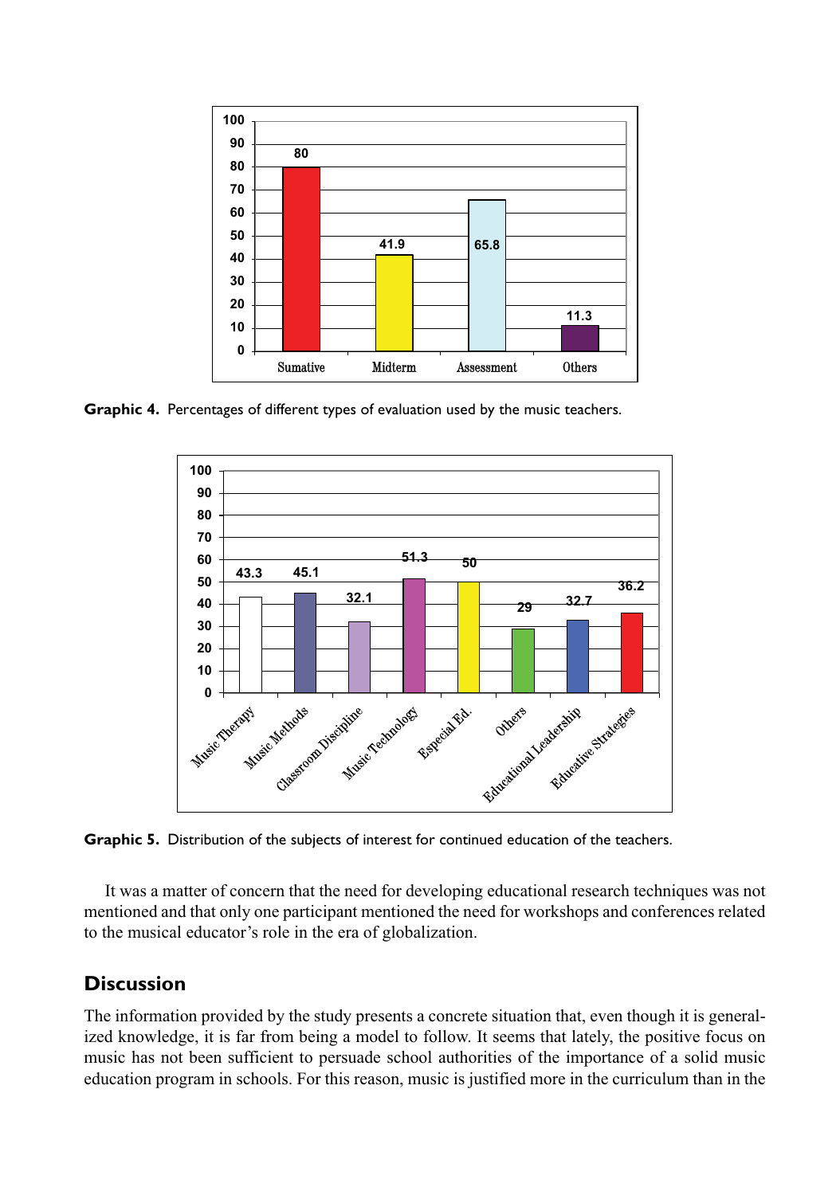Graphic 4. Percentages of different types of evaluation used by the music teachers.

Graphic 5. Distribution of the subjects of interest for continued education of the teachers.

It was a matter of concern that the need for developing educational research techniques was not mentioned and that only one participant mentioned the need for workshops and conferences related to the musical educator's role in the era of globalization.

## Discussion

The information provided by the study presents a concrete situation that, even though it is generalized knowledge, it is far from being a model to follow. It seems that lately, the positive focus on music has not been sufficient to persuade school authorities of the importance of a solid music education program in schools. For this reason, music is justified more in the curriculum than in the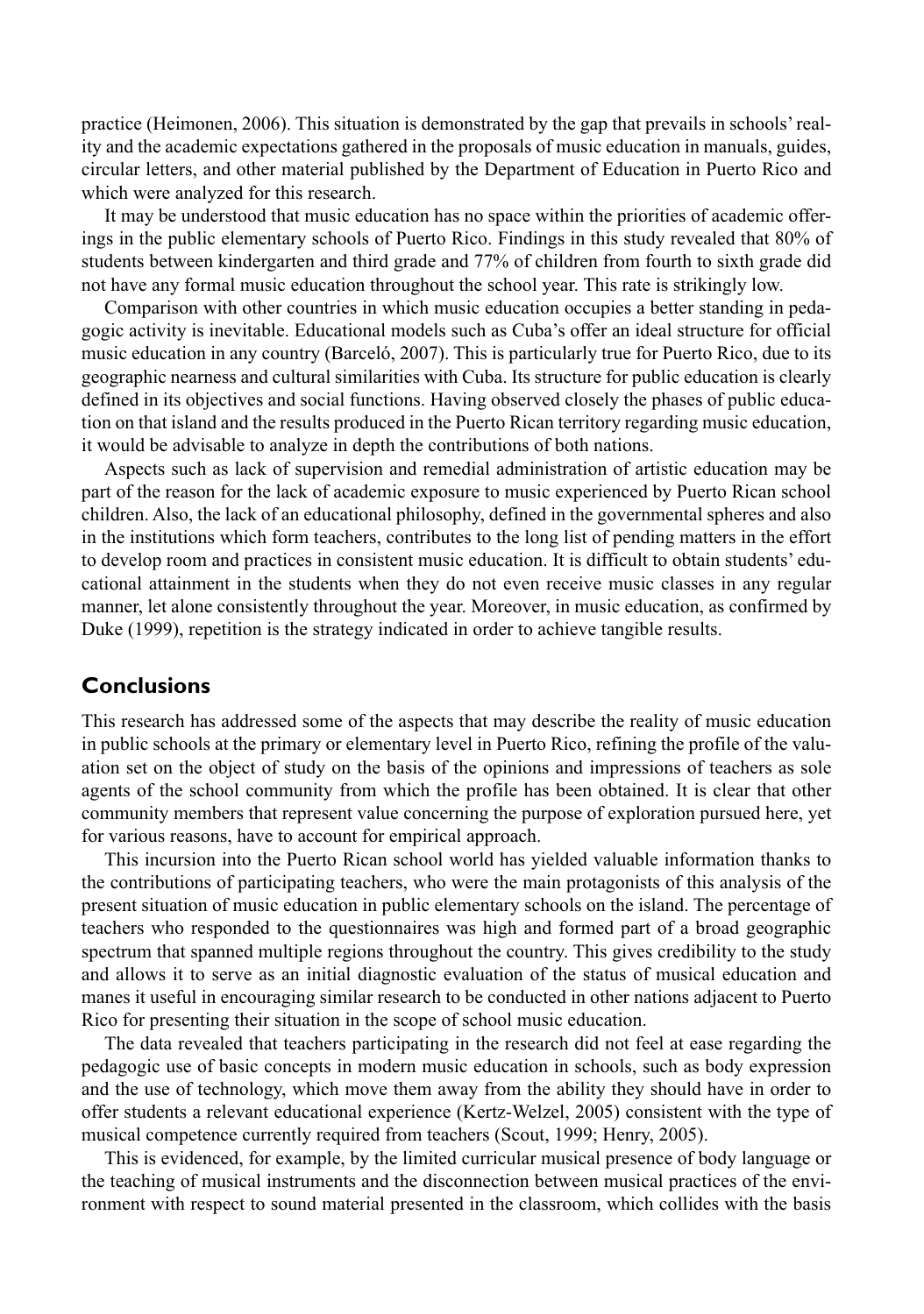practice (Heimonen, 2006). This situation is demonstrated by the gap that prevails in schools' reality and the academic expectations gathered in the proposals of music education in manuals, guides, circular letters, and other material published by the Department of Education in Puerto Rico and which were analyzed for this research.

It may be understood that music education has no space within the priorities of academic offerings in the public elementary schools of Puerto Rico. Findings in this study revealed that 80% of students between kindergarten and third grade and 77% of children from fourth to sixth grade did not have any formal music education throughout the school year. This rate is strikingly low.

Comparison with other countries in which music education occupies a better standing in pedagogic activity is inevitable. Educational models such as Cuba's offer an ideal structure for official music education in any country (Barceló, 2007). This is particularly true for Puerto Rico, due to its geographic nearness and cultural similarities with Cuba. Its structure for public education is clearly defined in its objectives and social functions. Having observed closely the phases of public education on that island and the results produced in the Puerto Rican territory regarding music education, it would be advisable to analyze in depth the contributions of both nations.

Aspects such as lack of supervision and remedial administration of artistic education may be part of the reason for the lack of academic exposure to music experienced by Puerto Rican school children. Also, the lack of an educational philosophy, defined in the governmental spheres and also in the institutions which form teachers, contributes to the long list of pending matters in the effort to develop room and practices in consistent music education. It is difficult to obtain students' educational attainment in the students when they do not even receive music classes in any regular manner, let alone consistently throughout the year. Moreover, in music education, as confirmed by Duke (1999), repetition is the strategy indicated in order to achieve tangible results.

## Conclusions

This research has addressed some of the aspects that may describe the reality of music education in public schools at the primary or elementary level in Puerto Rico, refining the profile of the valuation set on the object of study on the basis of the opinions and impressions of teachers as sole agents of the school community from which the profile has been obtained. It is clear that other community members that represent value concerning the purpose of exploration pursued here, yet for various reasons, have to account for empirical approach.

This incursion into the Puerto Rican school world has yielded valuable information thanks to the contributions of participating teachers, who were the main protagonists of this analysis of the present situation of music education in public elementary schools on the island. The percentage of teachers who responded to the questionnaires was high and formed part of a broad geographic spectrum that spanned multiple regions throughout the country. This gives credibility to the study and allows it to serve as an initial diagnostic evaluation of the status of musical education and manes it useful in encouraging similar research to be conducted in other nations adjacent to Puerto Rico for presenting their situation in the scope of school music education.

The data revealed that teachers participating in the research did not feel at ease regarding the pedagogic use of basic concepts in modern music education in schools, such as body expression and the use of technology, which move them away from the ability they should have in order to offer students a relevant educational experience (Kertz-Welzel, 2005) consistent with the type of musical competence currently required from teachers (Scout, 1999; Henry, 2005).

This is evidenced, for example, by the limited curricular musical presence of body language or the teaching of musical instruments and the disconnection between musical practices of the environment with respect to sound material presented in the classroom, which collides with the basis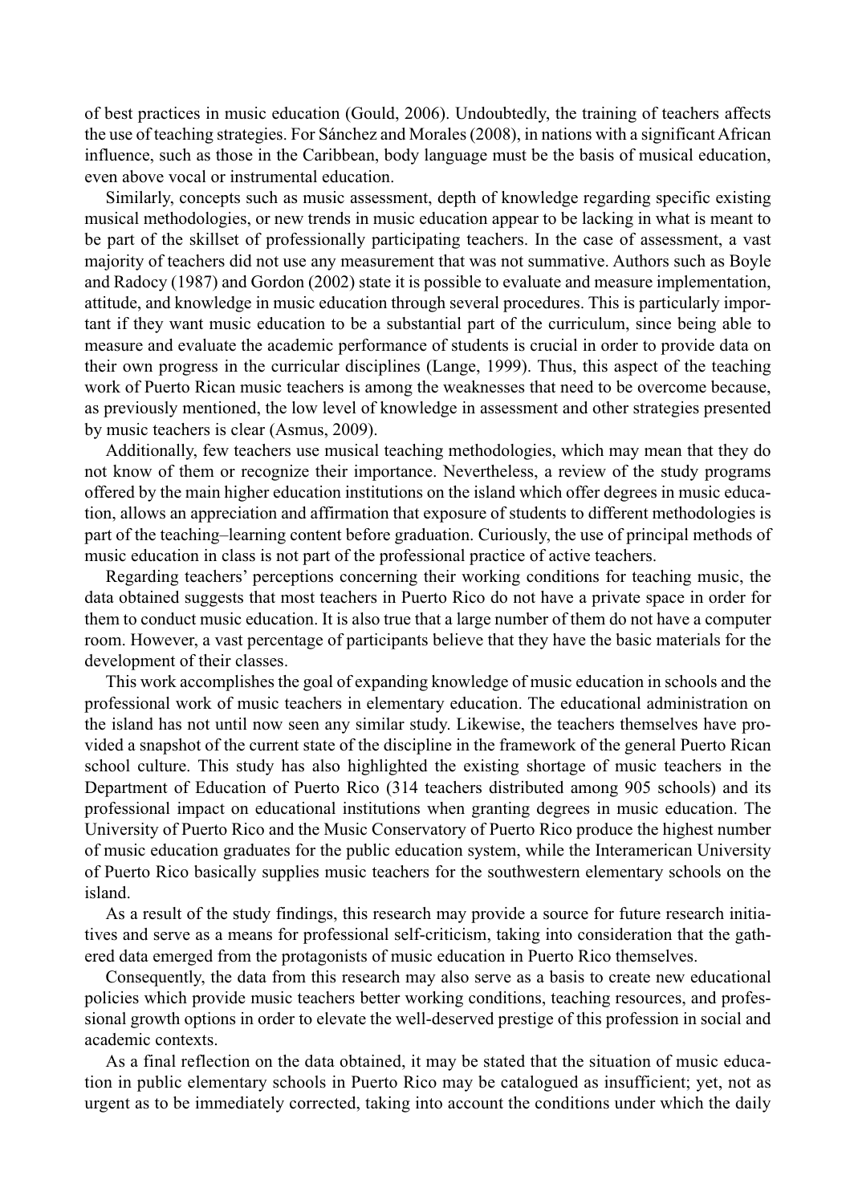of best practices in music education (Gould, 2006). Undoubtedly, the training of teachers affects the use of teaching strategies. For Sánchez and Morales (2008), in nations with a significant African influence, such as those in the Caribbean, body language must be the basis of musical education, even above vocal or instrumental education.

Similarly, concepts such as music assessment, depth of knowledge regarding specific existing musical methodologies, or new trends in music education appear to be lacking in what is meant to be part of the skillset of professionally participating teachers. In the case of assessment, a vast majority of teachers did not use any measurement that was not summative. Authors such as Boyle and Radocy (1987) and Gordon (2002) state it is possible to evaluate and measure implementation, attitude, and knowledge in music education through several procedures. This is particularly important if they want music education to be a substantial part of the curriculum, since being able to measure and evaluate the academic performance of students is crucial in order to provide data on their own progress in the curricular disciplines (Lange, 1999). Thus, this aspect of the teaching work of Puerto Rican music teachers is among the weaknesses that need to be overcome because, as previously mentioned, the low level of knowledge in assessment and other strategies presented by music teachers is clear (Asmus, 2009).

Additionally, few teachers use musical teaching methodologies, which may mean that they do not know of them or recognize their importance. Nevertheless, a review of the study programs offered by the main higher education institutions on the island which offer degrees in music education, allows an appreciation and affirmation that exposure of students to different methodologies is part of the teaching–learning content before graduation. Curiously, the use of principal methods of music education in class is not part of the professional practice of active teachers.

Regarding teachers' perceptions concerning their working conditions for teaching music, the data obtained suggests that most teachers in Puerto Rico do not have a private space in order for them to conduct music education. It is also true that a large number of them do not have a computer room. However, a vast percentage of participants believe that they have the basic materials for the development of their classes.

This work accomplishes the goal of expanding knowledge of music education in schools and the professional work of music teachers in elementary education. The educational administration on the island has not until now seen any similar study. Likewise, the teachers themselves have provided a snapshot of the current state of the discipline in the framework of the general Puerto Rican school culture. This study has also highlighted the existing shortage of music teachers in the Department of Education of Puerto Rico (314 teachers distributed among 905 schools) and its professional impact on educational institutions when granting degrees in music education. The University of Puerto Rico and the Music Conservatory of Puerto Rico produce the highest number of music education graduates for the public education system, while the Interamerican University of Puerto Rico basically supplies music teachers for the southwestern elementary schools on the island.

As a result of the study findings, this research may provide a source for future research initiatives and serve as a means for professional self-criticism, taking into consideration that the gathered data emerged from the protagonists of music education in Puerto Rico themselves.

Consequently, the data from this research may also serve as a basis to create new educational policies which provide music teachers better working conditions, teaching resources, and professional growth options in order to elevate the well-deserved prestige of this profession in social and academic contexts.

As a final reflection on the data obtained, it may be stated that the situation of music education in public elementary schools in Puerto Rico may be catalogued as insufficient; yet, not as urgent as to be immediately corrected, taking into account the conditions under which the daily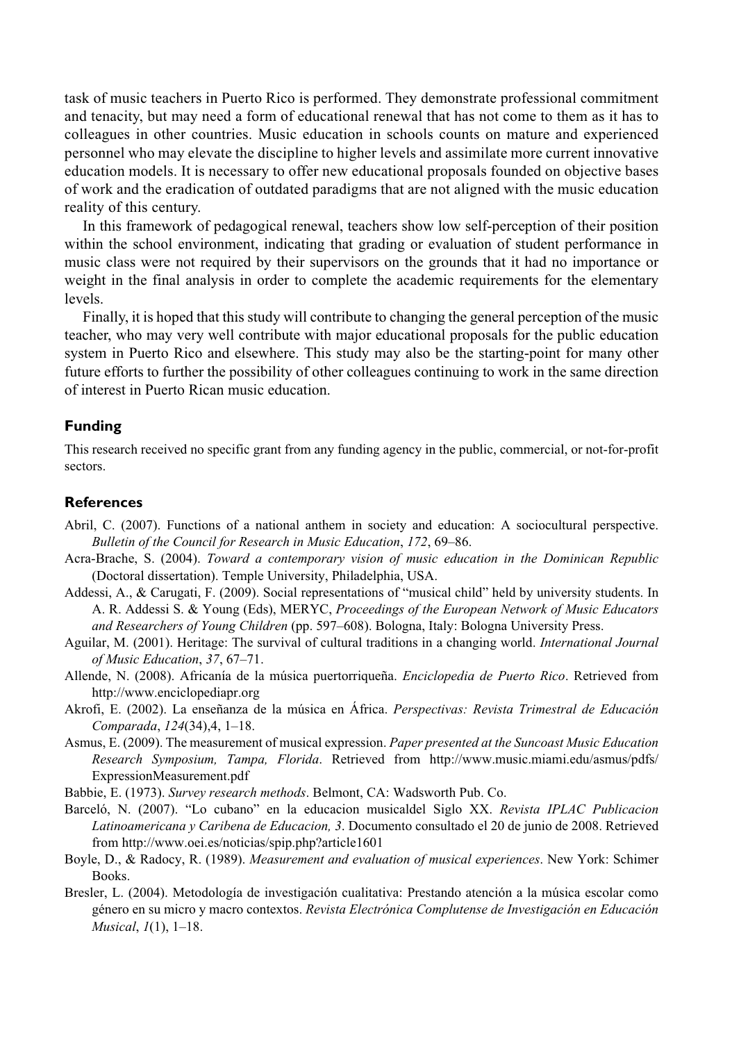task of music teachers in Puerto Rico is performed. They demonstrate professional commitment and tenacity, but may need a form of educational renewal that has not come to them as it has to colleagues in other countries. Music education in schools counts on mature and experienced personnel who may elevate the discipline to higher levels and assimilate more current innovative education models. It is necessary to offer new educational proposals founded on objective bases of work and the eradication of outdated paradigms that are not aligned with the music education reality of this century.

In this framework of pedagogical renewal, teachers show low self-perception of their position within the school environment, indicating that grading or evaluation of student performance in music class were not required by their supervisors on the grounds that it had no importance or weight in the final analysis in order to complete the academic requirements for the elementary levels.

Finally, it is hoped that this study will contribute to changing the general perception of the music teacher, who may very well contribute with major educational proposals for the public education system in Puerto Rico and elsewhere. This study may also be the starting-point for many other future efforts to further the possibility of other colleagues continuing to work in the same direction of interest in Puerto Rican music education.

## Funding

This research received no specific grant from any funding agency in the public, commercial, or not-for-profit sectors.

## References

Abril, C. (2007). Functions of a national anthem in society and education: A sociocultural perspective. *Bulletin of the Council for Research in Music Education*, *172*, 69–86.

Acra-Brache, S. (2004). *Toward a contemporary vision of music education in the Dominican Republic* (Doctoral dissertation). Temple University, Philadelphia, USA.

Addessi, A., & Carugati, F. (2009). Social representations of "musical child" held by university students. In A. R. Addessi S. & Young (Eds), MERYC, *Proceedings of the European Network of Music Educators and Researchers of Young Children* (pp. 597–608). Bologna, Italy: Bologna University Press.

Aguilar, M. (2001). Heritage: The survival of cultural traditions in a changing world. *International Journal of Music Education*, *37*, 67–71.

Allende, N. (2008). Africanía de la música puertorriqueña. *Enciclopedia de Puerto Rico*. Retrieved from http://www.enciclopediapr.org

Akrofi, E. (2002). La enseñanza de la música en África. *Perspectivas: Revista Trimestral de Educación Comparada*, *124*(34),4, 1–18.

Asmus, E. (2009). The measurement of musical expression. *Paper presented at the Suncoast Music Education Research Symposium, Tampa, Florida*. Retrieved from http://www.music.miami.edu/asmus/pdfs/ExpressionMeasurement.pdf

Babbie, E. (1973). *Survey research methods*. Belmont, CA: Wadsworth Pub. Co.

Barceló, N. (2007). "Lo cubano" en la educacion musicaldel Siglo XX. *Revista IPLAC Publicacion Latinoamericana y Caribena de Educacion, 3*. Documento consultado el 20 de junio de 2008. Retrieved from http://www.oei.es/noticias/spip.php?article1601

Boyle, D., & Radocy, R. (1989). *Measurement and evaluation of musical experiences*. New York: Schimer Books.

Bresler, L. (2004). Metodología de investigación cualitativa: Prestando atención a la música escolar como género en su micro y macro contextos. *Revista Electrónica Complutense de Investigación en Educación Musical*, *1*(1), 1–18.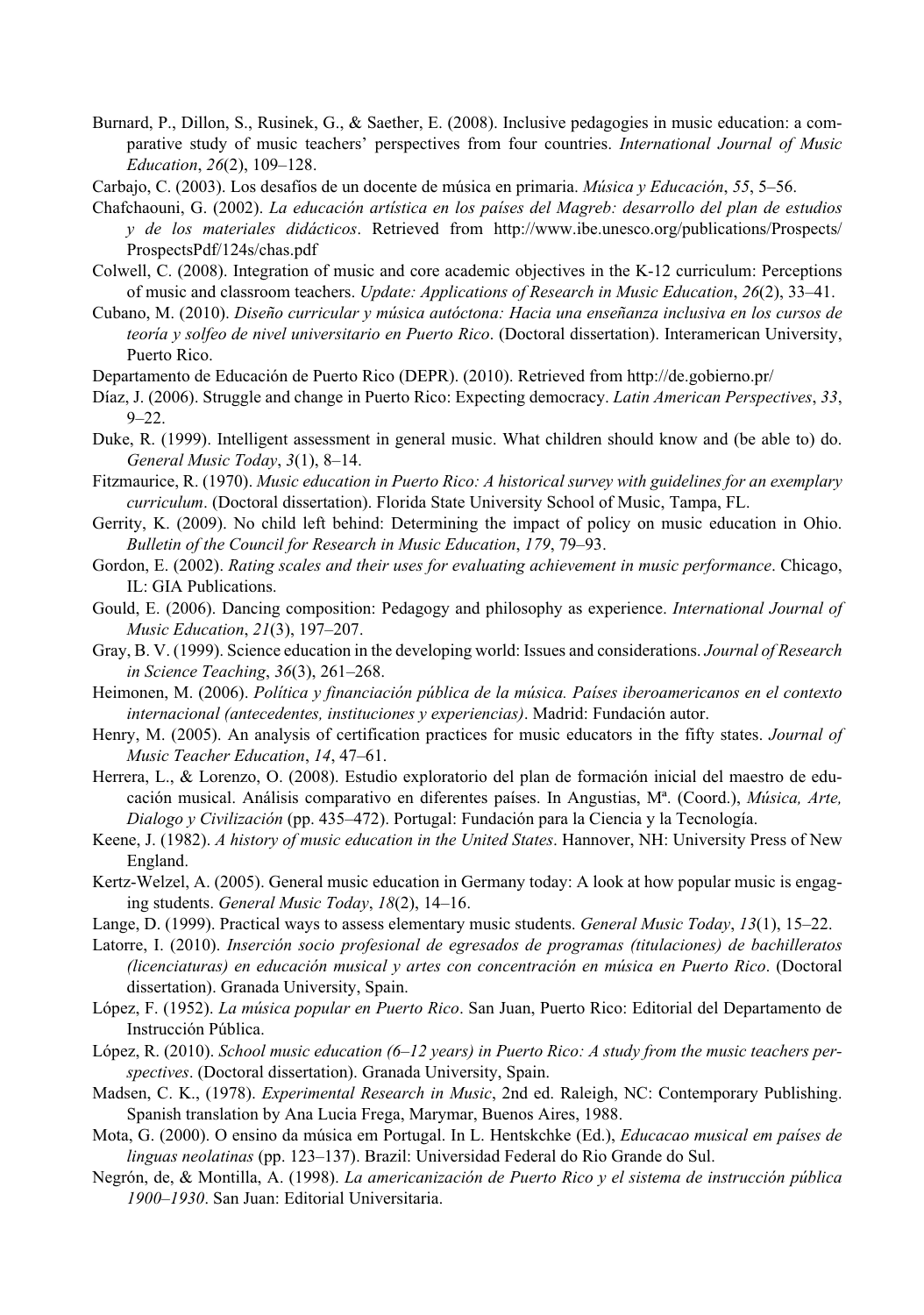Burnard, P., Dillon, S., Rusinek, G., & Saether, E. (2008). Inclusive pedagogies in music education: a comparative study of music teachers' perspectives from four countries. *International Journal of Music Education*, *26*(2), 109–128.

Carbajo, C. (2003). Los desafíos de un docente de música en primaria. *Música y Educación*, *55*, 5–56.

Chafchaouni, G. (2002). *La educación artística en los países del Magreb: desarrollo del plan de estudios y de los materiales didácticos*. Retrieved from http://www.ibe.unesco.org/publications/Prospects/ProspectsPdf/124s/chas.pdf

Colwell, C. (2008). Integration of music and core academic objectives in the K-12 curriculum: Perceptions of music and classroom teachers. *Update: Applications of Research in Music Education*, *26*(2), 33–41.

Cubano, M. (2010). *Diseño curricular y música autóctona: Hacia una enseñanza inclusiva en los cursos de teoría y solfeo de nivel universitario en Puerto Rico*. (Doctoral dissertation). Interamerican University, Puerto Rico.

Departamento de Educación de Puerto Rico (DEPR). (2010). Retrieved from http://de.gobierno.pr/

Díaz, J. (2006). Struggle and change in Puerto Rico: Expecting democracy. *Latin American Perspectives*, *33*, 9–22.

Duke, R. (1999). Intelligent assessment in general music. What children should know and (be able to) do. *General Music Today*, *3*(1), 8–14.

Fitzmaurice, R. (1970). *Music education in Puerto Rico: A historical survey with guidelines for an exemplary curriculum*. (Doctoral dissertation). Florida State University School of Music, Tampa, FL.

Gerrity, K. (2009). No child left behind: Determining the impact of policy on music education in Ohio. *Bulletin of the Council for Research in Music Education*, *179*, 79–93.

Gordon, E. (2002). *Rating scales and their uses for evaluating achievement in music performance*. Chicago, IL: GIA Publications.

Gould, E. (2006). Dancing composition: Pedagogy and philosophy as experience. *International Journal of Music Education*, *21*(3), 197–207.

Gray, B. V. (1999). Science education in the developing world: Issues and considerations. *Journal of Research in Science Teaching*, *36*(3), 261–268.

Heimonen, M. (2006). *Política y financiación pública de la música. Países iberoamericanos en el contexto internacional (antecedentes, instituciones y experiencias)*. Madrid: Fundación autor.

Henry, M. (2005). An analysis of certification practices for music educators in the fifty states. *Journal of Music Teacher Education*, *14*, 47–61.

Herrera, L., & Lorenzo, O. (2008). Estudio exploratorio del plan de formación inicial del maestro de educación musical. Análisis comparativo en diferentes países. In Angustias, Mª. (Coord.), *Música, Arte, Dialogo y Civilización* (pp. 435–472). Portugal: Fundación para la Ciencia y la Tecnología.

Keene, J. (1982). *A history of music education in the United States*. Hannover, NH: University Press of New England.

Kertz-Welzel, A. (2005). General music education in Germany today: A look at how popular music is engaging students. *General Music Today*, *18*(2), 14–16.

Lange, D. (1999). Practical ways to assess elementary music students. *General Music Today*, *13*(1), 15–22.

Latorre, I. (2010). *Inserción socio profesional de egresados de programas (titulaciones) de bachilleratos (licenciaturas) en educación musical y artes con concentración en música en Puerto Rico*. (Doctoral dissertation). Granada University, Spain.

López, F. (1952). *La música popular en Puerto Rico*. San Juan, Puerto Rico: Editorial del Departamento de Instrucción Pública.

López, R. (2010). *School music education (6–12 years) in Puerto Rico: A study from the music teachers perspectives*. (Doctoral dissertation). Granada University, Spain.

Madsen, C. K., (1978). *Experimental Research in Music*, 2nd ed. Raleigh, NC: Contemporary Publishing. Spanish translation by Ana Lucia Frega, Marymar, Buenos Aires, 1988.

Mota, G. (2000). O ensino da música em Portugal. In L. Hentskchke (Ed.), *Educacao musical em países de linguas neolatinas* (pp. 123–137). Brazil: Universidad Federal do Rio Grande do Sul.

Negrón, de, & Montilla, A. (1998). *La americanización de Puerto Rico y el sistema de instrucción pública 1900–1930*. San Juan: Editorial Universitaria.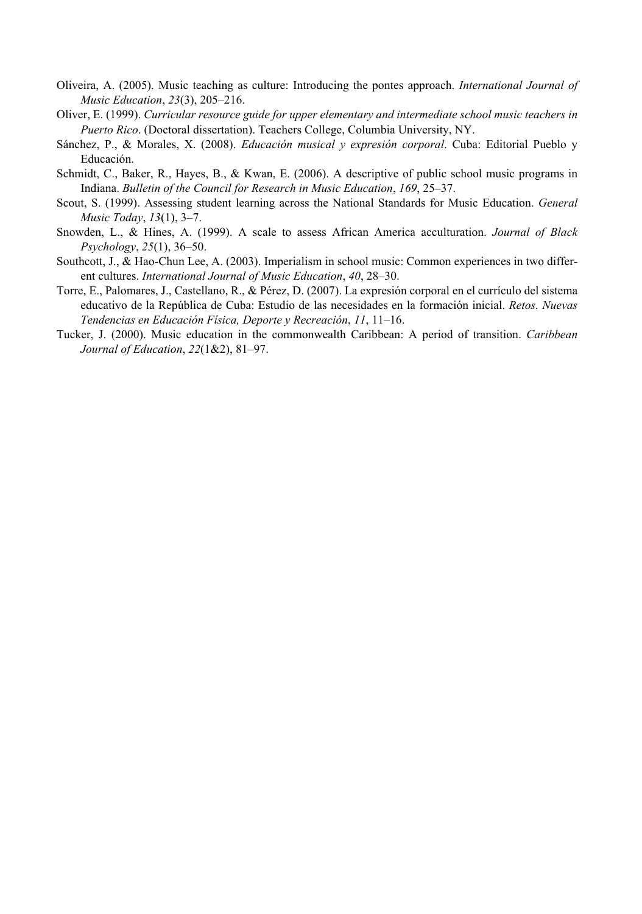Oliveira, A. (2005). Music teaching as culture: Introducing the pontes approach. *International Journal of Music Education*, *23*(3), 205–216.

Oliver, E. (1999). *Curricular resource guide for upper elementary and intermediate school music teachers in Puerto Rico*. (Doctoral dissertation). Teachers College, Columbia University, NY.

Sánchez, P., & Morales, X. (2008). *Educación musical y expresión corporal*. Cuba: Editorial Pueblo y Educación.

Schmidt, C., Baker, R., Hayes, B., & Kwan, E. (2006). A descriptive of public school music programs in Indiana. *Bulletin of the Council for Research in Music Education*, *169*, 25–37.

Scout, S. (1999). Assessing student learning across the National Standards for Music Education. *General Music Today*, *13*(1), 3–7.

Snowden, L., & Hines, A. (1999). A scale to assess African America acculturation. *Journal of Black Psychology*, *25*(1), 36–50.

Southcott, J., & Hao-Chun Lee, A. (2003). Imperialism in school music: Common experiences in two different cultures. *International Journal of Music Education*, *40*, 28–30.

Torre, E., Palomares, J., Castellano, R., & Pérez, D. (2007). La expresión corporal en el currículo del sistema educativo de la República de Cuba: Estudio de las necesidades en la formación inicial. *Retos. Nuevas Tendencias en Educación Física, Deporte y Recreación*, *11*, 11–16.

Tucker, J. (2000). Music education in the commonwealth Caribbean: A period of transition. *Caribbean Journal of Education*, *22*(1&2), 81–97.